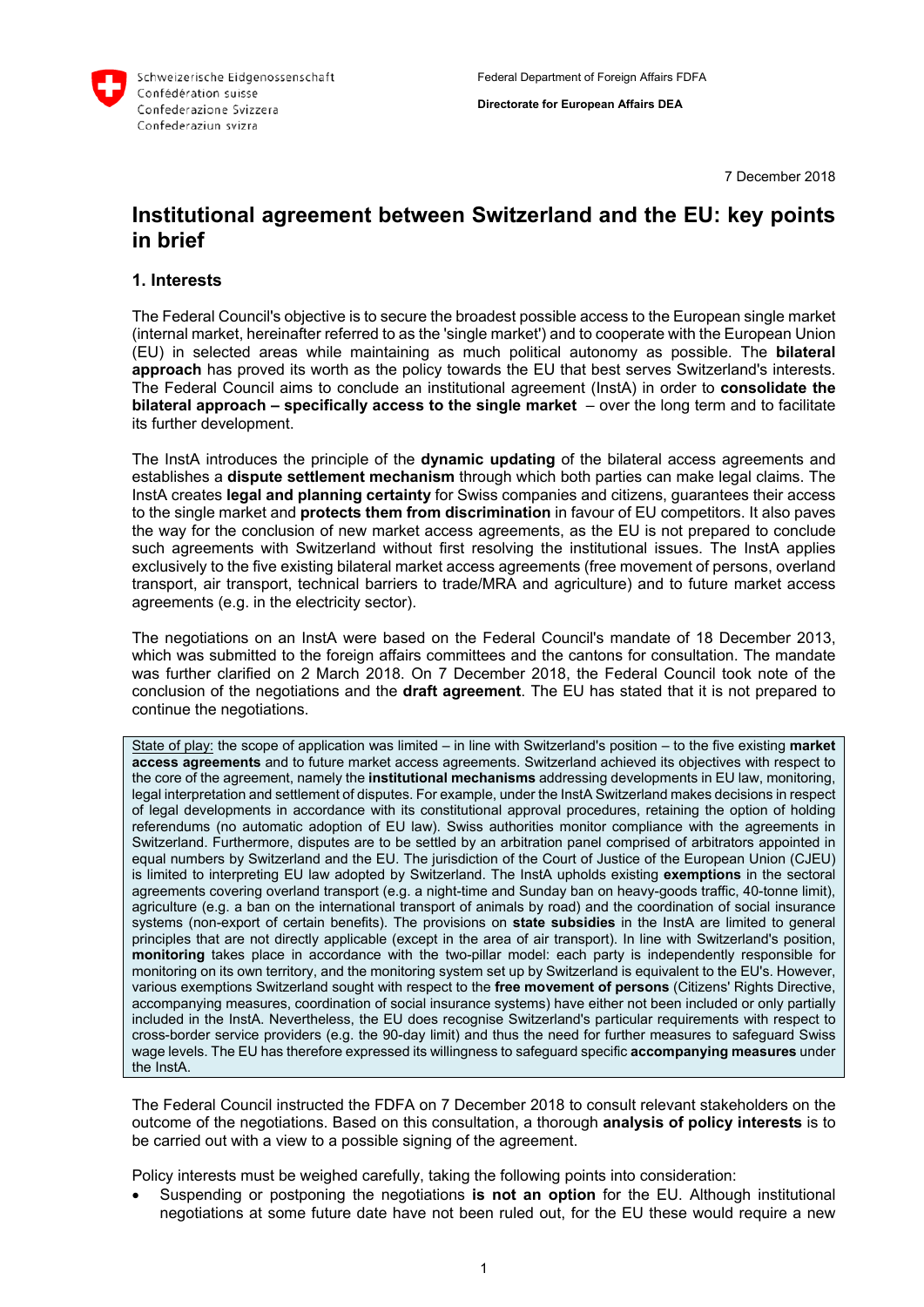Schweizerische Eidgenossenschaft
Confédération suisse
Confederazione Svizzera
Confederaziun svizra

Federal Department of Foreign Affairs FDFA

**Directorate for European Affairs DEA**

7 December 2018

# Institutional agreement between Switzerland and the EU: key points in brief

## 1. Interests

The Federal Council's objective is to secure the broadest possible access to the European single market (internal market, hereinafter referred to as the 'single market') and to cooperate with the European Union (EU) in selected areas while maintaining as much political autonomy as possible. The **bilateral approach** has proved its worth as the policy towards the EU that best serves Switzerland's interests. The Federal Council aims to conclude an institutional agreement (InstA) in order to **consolidate the bilateral approach – specifically access to the single market** – over the long term and to facilitate its further development.

The InstA introduces the principle of the **dynamic updating** of the bilateral access agreements and establishes a **dispute settlement mechanism** through which both parties can make legal claims. The InstA creates **legal and planning certainty** for Swiss companies and citizens, guarantees their access to the single market and **protects them from discrimination** in favour of EU competitors. It also paves the way for the conclusion of new market access agreements, as the EU is not prepared to conclude such agreements with Switzerland without first resolving the institutional issues. The InstA applies exclusively to the five existing bilateral market access agreements (free movement of persons, overland transport, air transport, technical barriers to trade/MRA and agriculture) and to future market access agreements (e.g. in the electricity sector).

The negotiations on an InstA were based on the Federal Council's mandate of 18 December 2013, which was submitted to the foreign affairs committees and the cantons for consultation. The mandate was further clarified on 2 March 2018. On 7 December 2018, the Federal Council took note of the conclusion of the negotiations and the **draft agreement**. The EU has stated that it is not prepared to continue the negotiations.

> State of play: the scope of application was limited – in line with Switzerland's position – to the five existing **market access agreements** and to future market access agreements. Switzerland achieved its objectives with respect to the core of the agreement, namely the **institutional mechanisms** addressing developments in EU law, monitoring, legal interpretation and settlement of disputes. For example, under the InstA Switzerland makes decisions in respect of legal developments in accordance with its constitutional approval procedures, retaining the option of holding referendums (no automatic adoption of EU law). Swiss authorities monitor compliance with the agreements in Switzerland. Furthermore, disputes are to be settled by an arbitration panel comprised of arbitrators appointed in equal numbers by Switzerland and the EU. The jurisdiction of the Court of Justice of the European Union (CJEU) is limited to interpreting EU law adopted by Switzerland. The InstA upholds existing **exemptions** in the sectoral agreements covering overland transport (e.g. a night-time and Sunday ban on heavy-goods traffic, 40-tonne limit), agriculture (e.g. a ban on the international transport of animals by road) and the coordination of social insurance systems (non-export of certain benefits). The provisions on **state subsidies** in the InstA are limited to general principles that are not directly applicable (except in the area of air transport). In line with Switzerland's position, **monitoring** takes place in accordance with the two-pillar model: each party is independently responsible for monitoring on its own territory, and the monitoring system set up by Switzerland is equivalent to the EU's. However, various exemptions Switzerland sought with respect to the **free movement of persons** (Citizens' Rights Directive, accompanying measures, coordination of social insurance systems) have either not been included or only partially included in the InstA. Nevertheless, the EU does recognise Switzerland's particular requirements with respect to cross-border service providers (e.g. the 90-day limit) and thus the need for further measures to safeguard Swiss wage levels. The EU has therefore expressed its willingness to safeguard specific **accompanying measures** under the InstA.

The Federal Council instructed the FDFA on 7 December 2018 to consult relevant stakeholders on the outcome of the negotiations. Based on this consultation, a thorough **analysis of policy interests** is to be carried out with a view to a possible signing of the agreement.

Policy interests must be weighed carefully, taking the following points into consideration:

- Suspending or postponing the negotiations **is not an option** for the EU. Although institutional negotiations at some future date have not been ruled out, for the EU these would require a new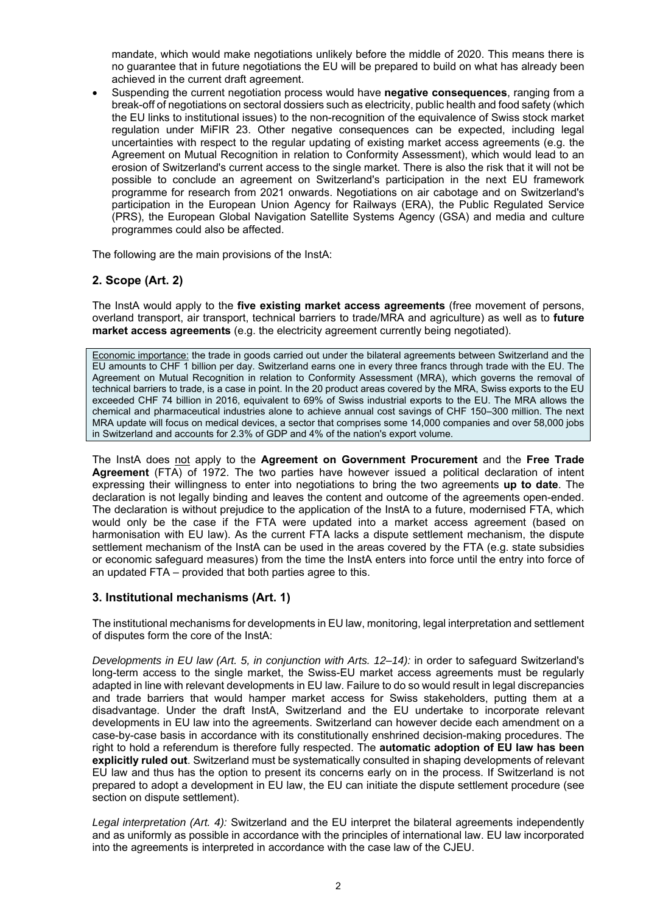mandate, which would make negotiations unlikely before the middle of 2020. This means there is no guarantee that in future negotiations the EU will be prepared to build on what has already been achieved in the current draft agreement.

- Suspending the current negotiation process would have **negative consequences**, ranging from a break-off of negotiations on sectoral dossiers such as electricity, public health and food safety (which the EU links to institutional issues) to the non-recognition of the equivalence of Swiss stock market regulation under MiFIR 23. Other negative consequences can be expected, including legal uncertainties with respect to the regular updating of existing market access agreements (e.g. the Agreement on Mutual Recognition in relation to Conformity Assessment), which would lead to an erosion of Switzerland's current access to the single market. There is also the risk that it will not be possible to conclude an agreement on Switzerland's participation in the next EU framework programme for research from 2021 onwards. Negotiations on air cabotage and on Switzerland's participation in the European Union Agency for Railways (ERA), the Public Regulated Service (PRS), the European Global Navigation Satellite Systems Agency (GSA) and media and culture programmes could also be affected.

The following are the main provisions of the InstA:

## 2. Scope (Art. 2)

The InstA would apply to the **five existing market access agreements** (free movement of persons, overland transport, air transport, technical barriers to trade/MRA and agriculture) as well as to **future market access agreements** (e.g. the electricity agreement currently being negotiated).

> Economic importance: the trade in goods carried out under the bilateral agreements between Switzerland and the EU amounts to CHF 1 billion per day. Switzerland earns one in every three francs through trade with the EU. The Agreement on Mutual Recognition in relation to Conformity Assessment (MRA), which governs the removal of technical barriers to trade, is a case in point. In the 20 product areas covered by the MRA, Swiss exports to the EU exceeded CHF 74 billion in 2016, equivalent to 69% of Swiss industrial exports to the EU. The MRA allows the chemical and pharmaceutical industries alone to achieve annual cost savings of CHF 150–300 million. The next MRA update will focus on medical devices, a sector that comprises some 14,000 companies and over 58,000 jobs in Switzerland and accounts for 2.3% of GDP and 4% of the nation's export volume.

The InstA does not apply to the **Agreement on Government Procurement** and the **Free Trade Agreement** (FTA) of 1972. The two parties have however issued a political declaration of intent expressing their willingness to enter into negotiations to bring the two agreements **up to date**. The declaration is not legally binding and leaves the content and outcome of the agreements open-ended. The declaration is without prejudice to the application of the InstA to a future, modernised FTA, which would only be the case if the FTA were updated into a market access agreement (based on harmonisation with EU law). As the current FTA lacks a dispute settlement mechanism, the dispute settlement mechanism of the InstA can be used in the areas covered by the FTA (e.g. state subsidies or economic safeguard measures) from the time the InstA enters into force until the entry into force of an updated FTA – provided that both parties agree to this.

## 3. Institutional mechanisms (Art. 1)

The institutional mechanisms for developments in EU law, monitoring, legal interpretation and settlement of disputes form the core of the InstA:

*Developments in EU law (Art. 5, in conjunction with Arts. 12–14):* in order to safeguard Switzerland's long-term access to the single market, the Swiss-EU market access agreements must be regularly adapted in line with relevant developments in EU law. Failure to do so would result in legal discrepancies and trade barriers that would hamper market access for Swiss stakeholders, putting them at a disadvantage. Under the draft InstA, Switzerland and the EU undertake to incorporate relevant developments in EU law into the agreements. Switzerland can however decide each amendment on a case-by-case basis in accordance with its constitutionally enshrined decision-making procedures. The right to hold a referendum is therefore fully respected. The **automatic adoption of EU law has been explicitly ruled out**. Switzerland must be systematically consulted in shaping developments of relevant EU law and thus has the option to present its concerns early on in the process. If Switzerland is not prepared to adopt a development in EU law, the EU can initiate the dispute settlement procedure (see section on dispute settlement).

*Legal interpretation (Art. 4):* Switzerland and the EU interpret the bilateral agreements independently and as uniformly as possible in accordance with the principles of international law. EU law incorporated into the agreements is interpreted in accordance with the case law of the CJEU.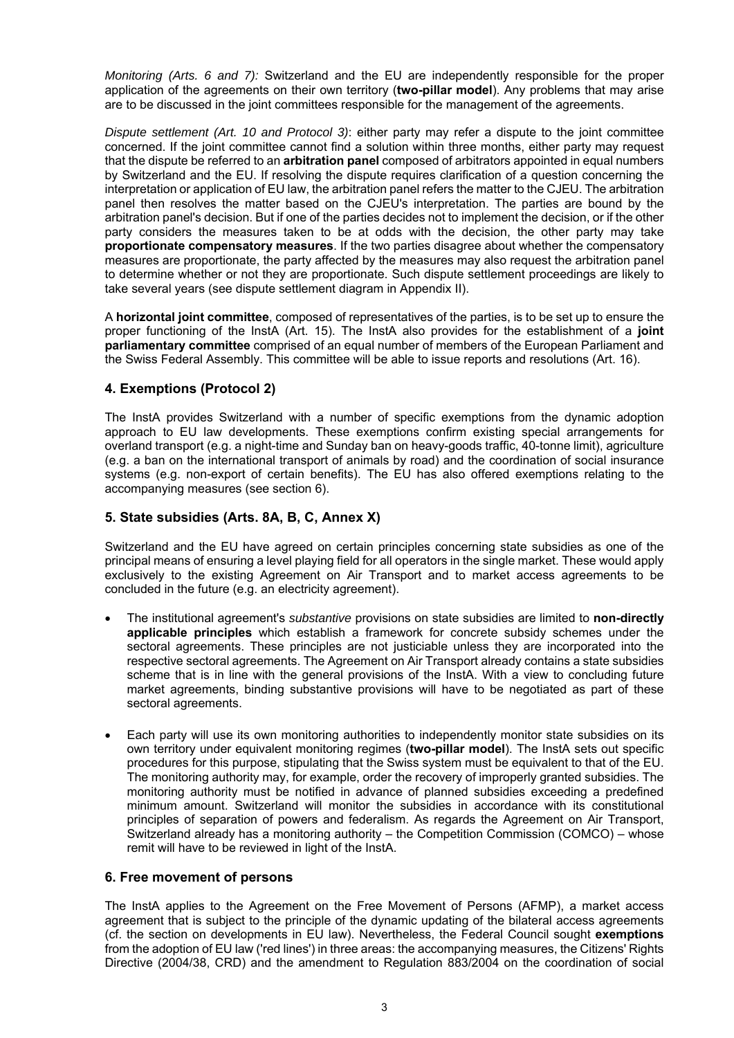*Monitoring (Arts. 6 and 7):* Switzerland and the EU are independently responsible for the proper application of the agreements on their own territory (**two-pillar model**). Any problems that may arise are to be discussed in the joint committees responsible for the management of the agreements.

*Dispute settlement (Art. 10 and Protocol 3)*: either party may refer a dispute to the joint committee concerned. If the joint committee cannot find a solution within three months, either party may request that the dispute be referred to an **arbitration panel** composed of arbitrators appointed in equal numbers by Switzerland and the EU. If resolving the dispute requires clarification of a question concerning the interpretation or application of EU law, the arbitration panel refers the matter to the CJEU. The arbitration panel then resolves the matter based on the CJEU's interpretation. The parties are bound by the arbitration panel's decision. But if one of the parties decides not to implement the decision, or if the other party considers the measures taken to be at odds with the decision, the other party may take **proportionate compensatory measures**. If the two parties disagree about whether the compensatory measures are proportionate, the party affected by the measures may also request the arbitration panel to determine whether or not they are proportionate. Such dispute settlement proceedings are likely to take several years (see dispute settlement diagram in Appendix II).

A **horizontal joint committee**, composed of representatives of the parties, is to be set up to ensure the proper functioning of the InstA (Art. 15). The InstA also provides for the establishment of a **joint parliamentary committee** comprised of an equal number of members of the European Parliament and the Swiss Federal Assembly. This committee will be able to issue reports and resolutions (Art. 16).

## 4. Exemptions (Protocol 2)

The InstA provides Switzerland with a number of specific exemptions from the dynamic adoption approach to EU law developments. These exemptions confirm existing special arrangements for overland transport (e.g. a night-time and Sunday ban on heavy-goods traffic, 40-tonne limit), agriculture (e.g. a ban on the international transport of animals by road) and the coordination of social insurance systems (e.g. non-export of certain benefits). The EU has also offered exemptions relating to the accompanying measures (see section 6).

## 5. State subsidies (Arts. 8A, B, C, Annex X)

Switzerland and the EU have agreed on certain principles concerning state subsidies as one of the principal means of ensuring a level playing field for all operators in the single market. These would apply exclusively to the existing Agreement on Air Transport and to market access agreements to be concluded in the future (e.g. an electricity agreement).

- The institutional agreement's *substantive* provisions on state subsidies are limited to **non-directly applicable principles** which establish a framework for concrete subsidy schemes under the sectoral agreements. These principles are not justiciable unless they are incorporated into the respective sectoral agreements. The Agreement on Air Transport already contains a state subsidies scheme that is in line with the general provisions of the InstA. With a view to concluding future market agreements, binding substantive provisions will have to be negotiated as part of these sectoral agreements.

- Each party will use its own monitoring authorities to independently monitor state subsidies on its own territory under equivalent monitoring regimes (**two-pillar model**). The InstA sets out specific procedures for this purpose, stipulating that the Swiss system must be equivalent to that of the EU. The monitoring authority may, for example, order the recovery of improperly granted subsidies. The monitoring authority must be notified in advance of planned subsidies exceeding a predefined minimum amount. Switzerland will monitor the subsidies in accordance with its constitutional principles of separation of powers and federalism. As regards the Agreement on Air Transport, Switzerland already has a monitoring authority – the Competition Commission (COMCO) – whose remit will have to be reviewed in light of the InstA.

## 6. Free movement of persons

The InstA applies to the Agreement on the Free Movement of Persons (AFMP), a market access agreement that is subject to the principle of the dynamic updating of the bilateral access agreements (cf. the section on developments in EU law). Nevertheless, the Federal Council sought **exemptions** from the adoption of EU law ('red lines') in three areas: the accompanying measures, the Citizens' Rights Directive (2004/38, CRD) and the amendment to Regulation 883/2004 on the coordination of social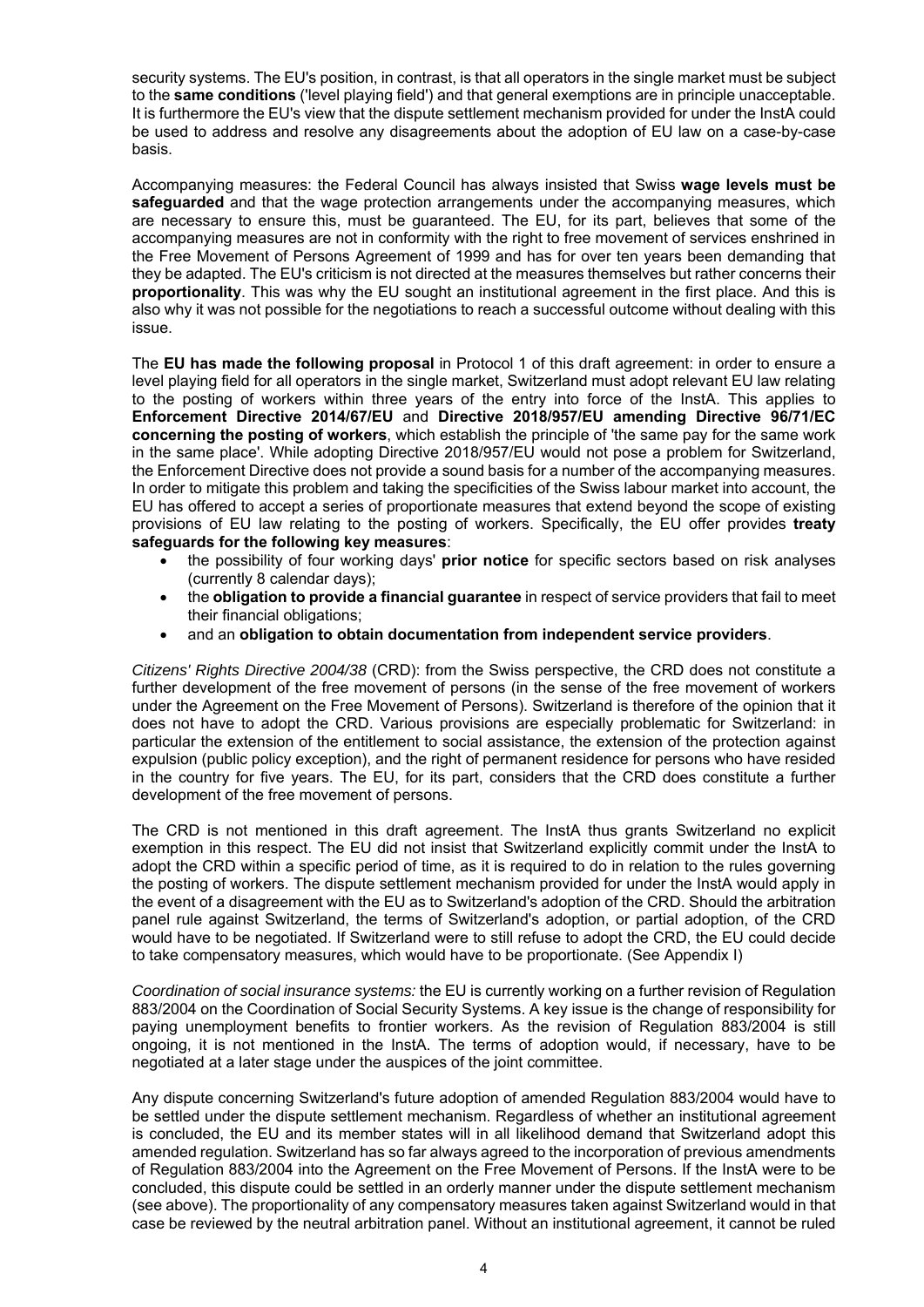security systems. The EU's position, in contrast, is that all operators in the single market must be subject to the **same conditions** ('level playing field') and that general exemptions are in principle unacceptable. It is furthermore the EU's view that the dispute settlement mechanism provided for under the InstA could be used to address and resolve any disagreements about the adoption of EU law on a case-by-case basis.

Accompanying measures: the Federal Council has always insisted that Swiss **wage levels must be safeguarded** and that the wage protection arrangements under the accompanying measures, which are necessary to ensure this, must be guaranteed. The EU, for its part, believes that some of the accompanying measures are not in conformity with the right to free movement of services enshrined in the Free Movement of Persons Agreement of 1999 and has for over ten years been demanding that they be adapted. The EU's criticism is not directed at the measures themselves but rather concerns their **proportionality**. This was why the EU sought an institutional agreement in the first place. And this is also why it was not possible for the negotiations to reach a successful outcome without dealing with this issue.

The **EU has made the following proposal** in Protocol 1 of this draft agreement: in order to ensure a level playing field for all operators in the single market, Switzerland must adopt relevant EU law relating to the posting of workers within three years of the entry into force of the InstA. This applies to **Enforcement Directive 2014/67/EU** and **Directive 2018/957/EU amending Directive 96/71/EC concerning the posting of workers**, which establish the principle of 'the same pay for the same work in the same place'. While adopting Directive 2018/957/EU would not pose a problem for Switzerland, the Enforcement Directive does not provide a sound basis for a number of the accompanying measures. In order to mitigate this problem and taking the specificities of the Swiss labour market into account, the EU has offered to accept a series of proportionate measures that extend beyond the scope of existing provisions of EU law relating to the posting of workers. Specifically, the EU offer provides **treaty safeguards for the following key measures**:

- the possibility of four working days' **prior notice** for specific sectors based on risk analyses (currently 8 calendar days);
- the **obligation to provide a financial guarantee** in respect of service providers that fail to meet their financial obligations;
- and an **obligation to obtain documentation from independent service providers**.

*Citizens' Rights Directive 2004/38* (CRD): from the Swiss perspective, the CRD does not constitute a further development of the free movement of persons (in the sense of the free movement of workers under the Agreement on the Free Movement of Persons). Switzerland is therefore of the opinion that it does not have to adopt the CRD. Various provisions are especially problematic for Switzerland: in particular the extension of the entitlement to social assistance, the extension of the protection against expulsion (public policy exception), and the right of permanent residence for persons who have resided in the country for five years. The EU, for its part, considers that the CRD does constitute a further development of the free movement of persons.

The CRD is not mentioned in this draft agreement. The InstA thus grants Switzerland no explicit exemption in this respect. The EU did not insist that Switzerland explicitly commit under the InstA to adopt the CRD within a specific period of time, as it is required to do in relation to the rules governing the posting of workers. The dispute settlement mechanism provided for under the InstA would apply in the event of a disagreement with the EU as to Switzerland's adoption of the CRD. Should the arbitration panel rule against Switzerland, the terms of Switzerland's adoption, or partial adoption, of the CRD would have to be negotiated. If Switzerland were to still refuse to adopt the CRD, the EU could decide to take compensatory measures, which would have to be proportionate. (See Appendix I)

*Coordination of social insurance systems:* the EU is currently working on a further revision of Regulation 883/2004 on the Coordination of Social Security Systems. A key issue is the change of responsibility for paying unemployment benefits to frontier workers. As the revision of Regulation 883/2004 is still ongoing, it is not mentioned in the InstA. The terms of adoption would, if necessary, have to be negotiated at a later stage under the auspices of the joint committee.

Any dispute concerning Switzerland's future adoption of amended Regulation 883/2004 would have to be settled under the dispute settlement mechanism. Regardless of whether an institutional agreement is concluded, the EU and its member states will in all likelihood demand that Switzerland adopt this amended regulation. Switzerland has so far always agreed to the incorporation of previous amendments of Regulation 883/2004 into the Agreement on the Free Movement of Persons. If the InstA were to be concluded, this dispute could be settled in an orderly manner under the dispute settlement mechanism (see above). The proportionality of any compensatory measures taken against Switzerland would in that case be reviewed by the neutral arbitration panel. Without an institutional agreement, it cannot be ruled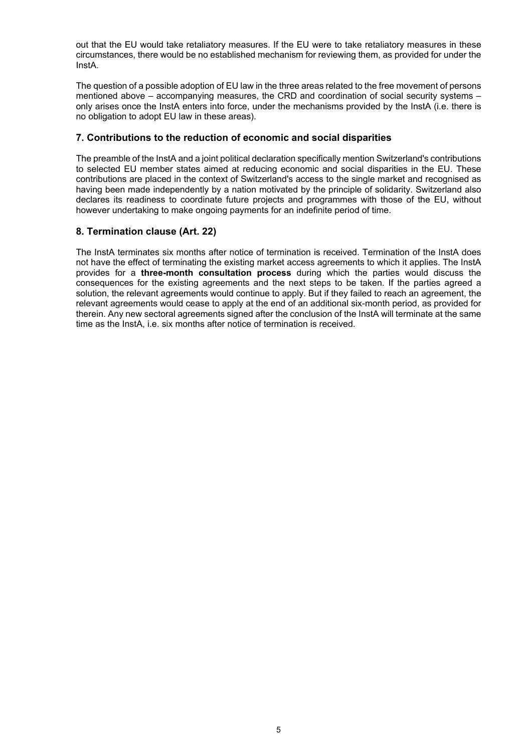out that the EU would take retaliatory measures. If the EU were to take retaliatory measures in these circumstances, there would be no established mechanism for reviewing them, as provided for under the InstA.

The question of a possible adoption of EU law in the three areas related to the free movement of persons mentioned above – accompanying measures, the CRD and coordination of social security systems – only arises once the InstA enters into force, under the mechanisms provided by the InstA (i.e. there is no obligation to adopt EU law in these areas).

## 7. Contributions to the reduction of economic and social disparities

The preamble of the InstA and a joint political declaration specifically mention Switzerland's contributions to selected EU member states aimed at reducing economic and social disparities in the EU. These contributions are placed in the context of Switzerland's access to the single market and recognised as having been made independently by a nation motivated by the principle of solidarity. Switzerland also declares its readiness to coordinate future projects and programmes with those of the EU, without however undertaking to make ongoing payments for an indefinite period of time.

## 8. Termination clause (Art. 22)

The InstA terminates six months after notice of termination is received. Termination of the InstA does not have the effect of terminating the existing market access agreements to which it applies. The InstA provides for a **three-month consultation process** during which the parties would discuss the consequences for the existing agreements and the next steps to be taken. If the parties agreed a solution, the relevant agreements would continue to apply. But if they failed to reach an agreement, the relevant agreements would cease to apply at the end of an additional six-month period, as provided for therein. Any new sectoral agreements signed after the conclusion of the InstA will terminate at the same time as the InstA, i.e. six months after notice of termination is received.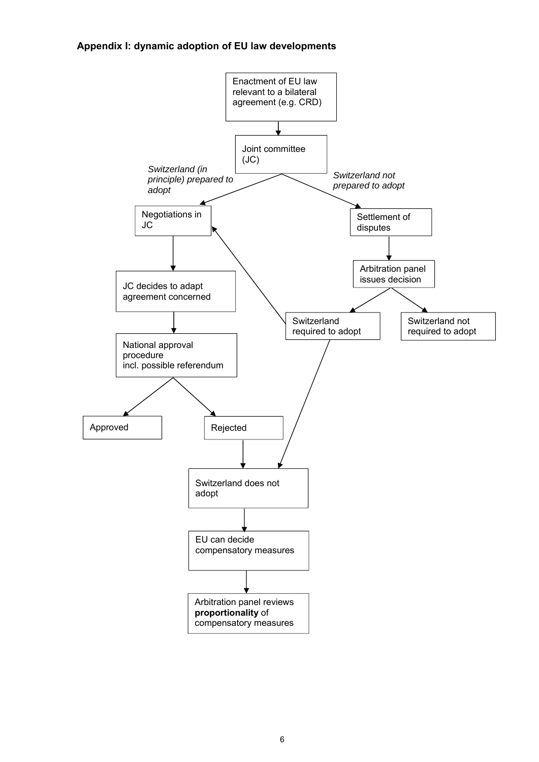**Appendix I: dynamic adoption of EU law developments**

- Enactment of EU law relevant to a bilateral agreement (e.g. CRD)
- Joint committee (JC)
  - *Switzerland (in principle) prepared to adopt*
    - Negotiations in JC
    - JC decides to adapt agreement concerned
    - National approval procedure incl. possible referendum
      - Approved
      - Rejected → Switzerland does not adopt
  - *Switzerland not prepared to adopt*
    - Settlement of disputes
    - Arbitration panel issues decision
      - Switzerland required to adopt → Negotiations in JC; → Switzerland does not adopt
      - Switzerland not required to adopt
- Switzerland does not adopt
- EU can decide compensatory measures
- Arbitration panel reviews **proportionality** of compensatory measures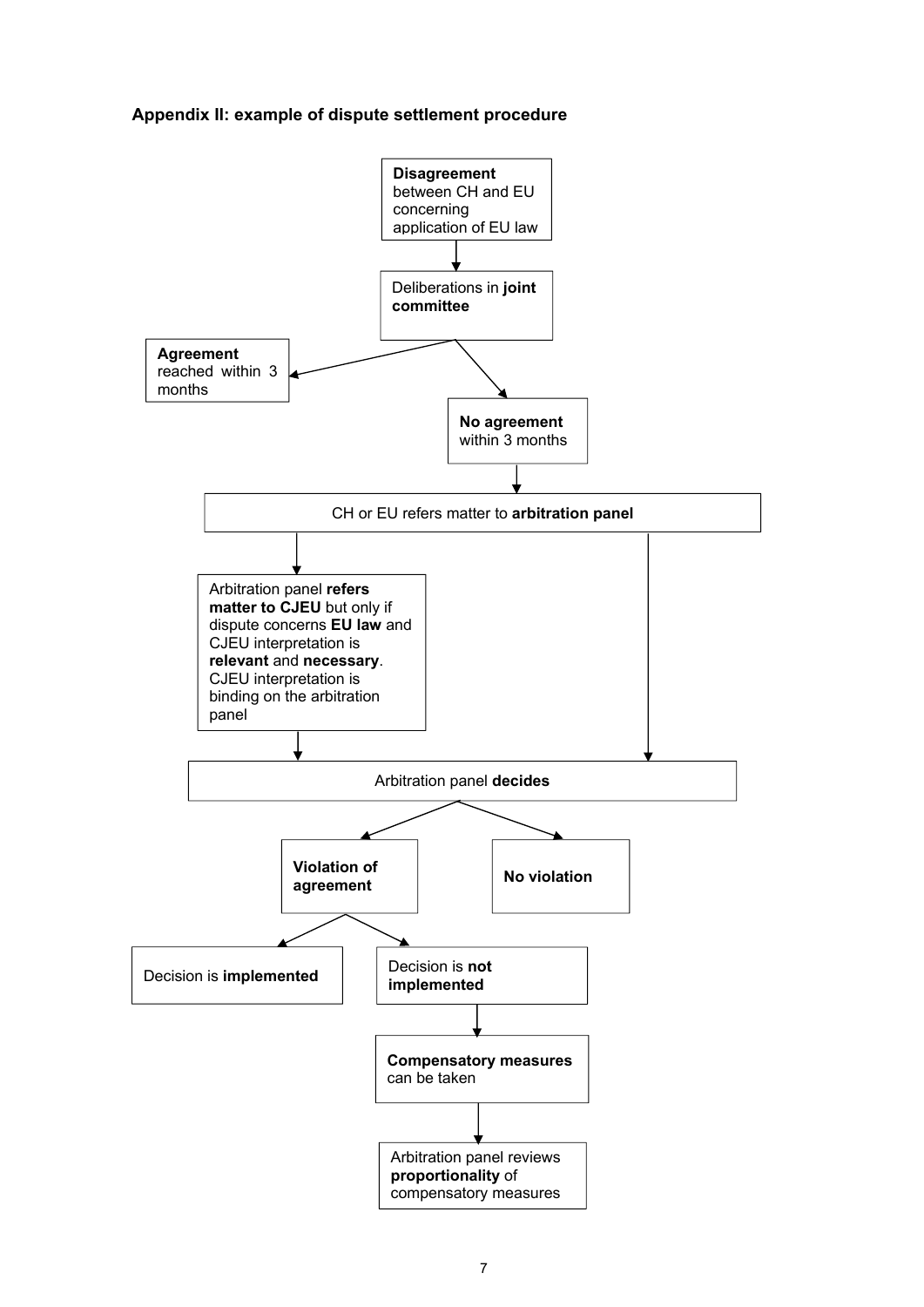### Appendix II: example of dispute settlement procedure

**Disagreement** between CH and EU concerning application of EU law

Deliberations in **joint committee**

**Agreement** reached within 3 months

**No agreement** within 3 months

CH or EU refers matter to **arbitration panel**

Arbitration panel **refers matter to CJEU** but only if dispute concerns **EU law** and CJEU interpretation is **relevant** and **necessary**. CJEU interpretation is binding on the arbitration panel

Arbitration panel **decides**

**Violation of agreement**

**No violation**

Decision is **implemented**

Decision is **not implemented**

**Compensatory measures** can be taken

Arbitration panel reviews **proportionality** of compensatory measures